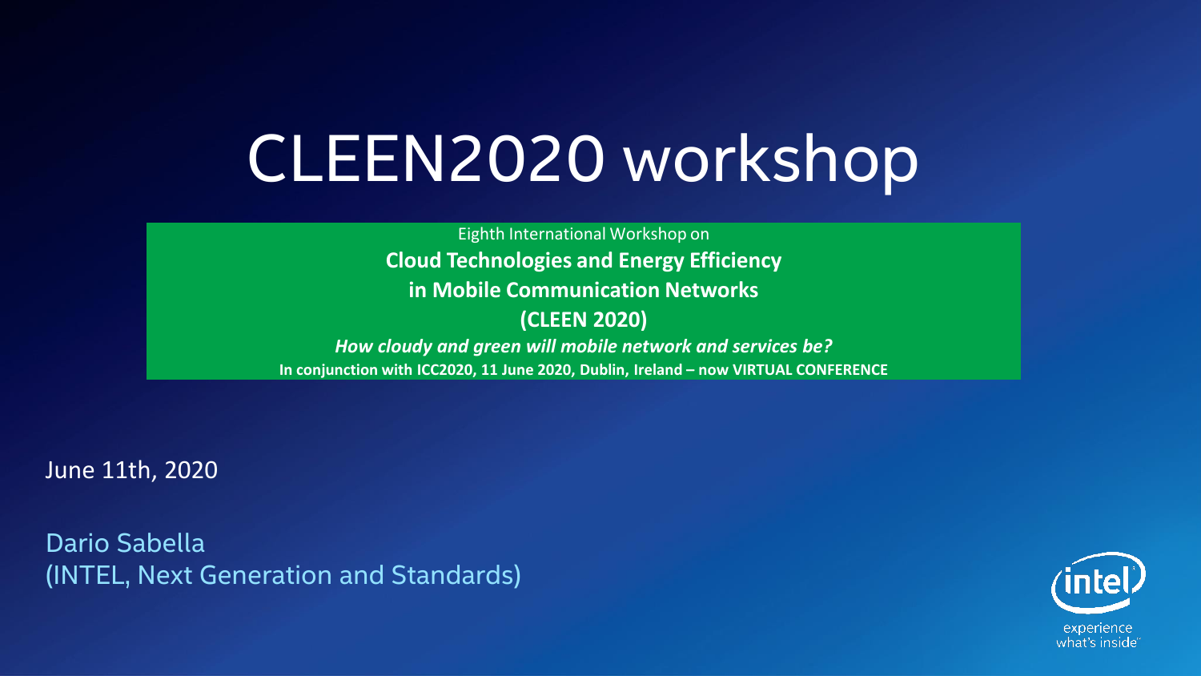# CLEEN2020 workshop

Eighth International Workshop on

**Cloud Technologies and Energy Efficiency**

**in Mobile Communication Networks**

**(CLEEN 2020)**

***How cloudy and green will mobile network and services be?***

**In conjunction with ICC2020, 11 June 2020, Dublin, Ireland – now VIRTUAL CONFERENCE**

June 11th, 2020

Dario Sabella
(INTEL, Next Generation and Standards)

intel
experience what's inside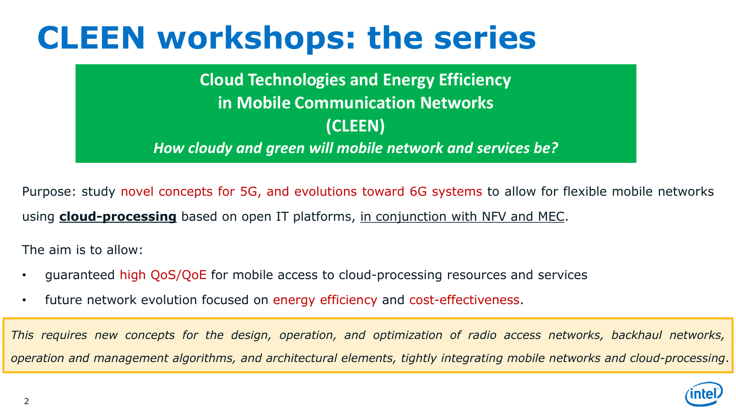# CLEEN workshops: the series

**Cloud Technologies and Energy Efficiency**
**in Mobile Communication Networks**
**(CLEEN)**
***How cloudy and green will mobile network and services be?***

Purpose: study novel concepts for 5G, and evolutions toward 6G systems to allow for flexible mobile networks using **cloud-processing** based on open IT platforms, in conjunction with NFV and MEC.

The aim is to allow:

- guaranteed high QoS/QoE for mobile access to cloud-processing resources and services
- future network evolution focused on energy efficiency and cost-effectiveness.

*This requires new concepts for the design, operation, and optimization of radio access networks, backhaul networks, operation and management algorithms, and architectural elements, tightly integrating mobile networks and cloud-processing.*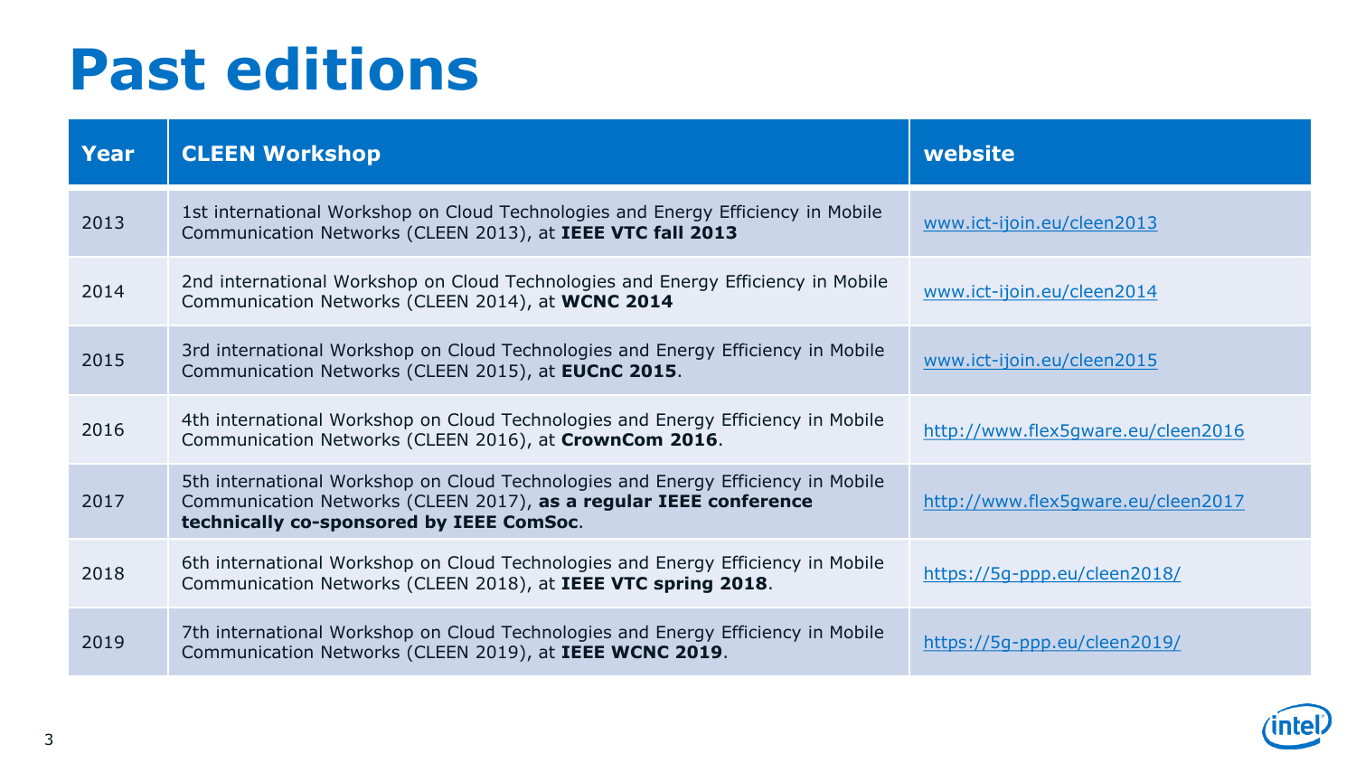# Past editions

| Year | CLEEN Workshop | website |
| --- | --- | --- |
| 2013 | 1st international Workshop on Cloud Technologies and Energy Efficiency in Mobile Communication Networks (CLEEN 2013), at **IEEE VTC fall 2013** | www.ict-ijoin.eu/cleen2013 |
| 2014 | 2nd international Workshop on Cloud Technologies and Energy Efficiency in Mobile Communication Networks (CLEEN 2014), at **WCNC 2014** | www.ict-ijoin.eu/cleen2014 |
| 2015 | 3rd international Workshop on Cloud Technologies and Energy Efficiency in Mobile Communication Networks (CLEEN 2015), at **EUCnC 2015**. | www.ict-ijoin.eu/cleen2015 |
| 2016 | 4th international Workshop on Cloud Technologies and Energy Efficiency in Mobile Communication Networks (CLEEN 2016), at **CrownCom 2016**. | http://www.flex5gware.eu/cleen2016 |
| 2017 | 5th international Workshop on Cloud Technologies and Energy Efficiency in Mobile Communication Networks (CLEEN 2017), **as a regular IEEE conference technically co-sponsored by IEEE ComSoc**. | http://www.flex5gware.eu/cleen2017 |
| 2018 | 6th international Workshop on Cloud Technologies and Energy Efficiency in Mobile Communication Networks (CLEEN 2018), at **IEEE VTC spring 2018**. | https://5g-ppp.eu/cleen2018/ |
| 2019 | 7th international Workshop on Cloud Technologies and Energy Efficiency in Mobile Communication Networks (CLEEN 2019), at **IEEE WCNC 2019**. | https://5g-ppp.eu/cleen2019/ |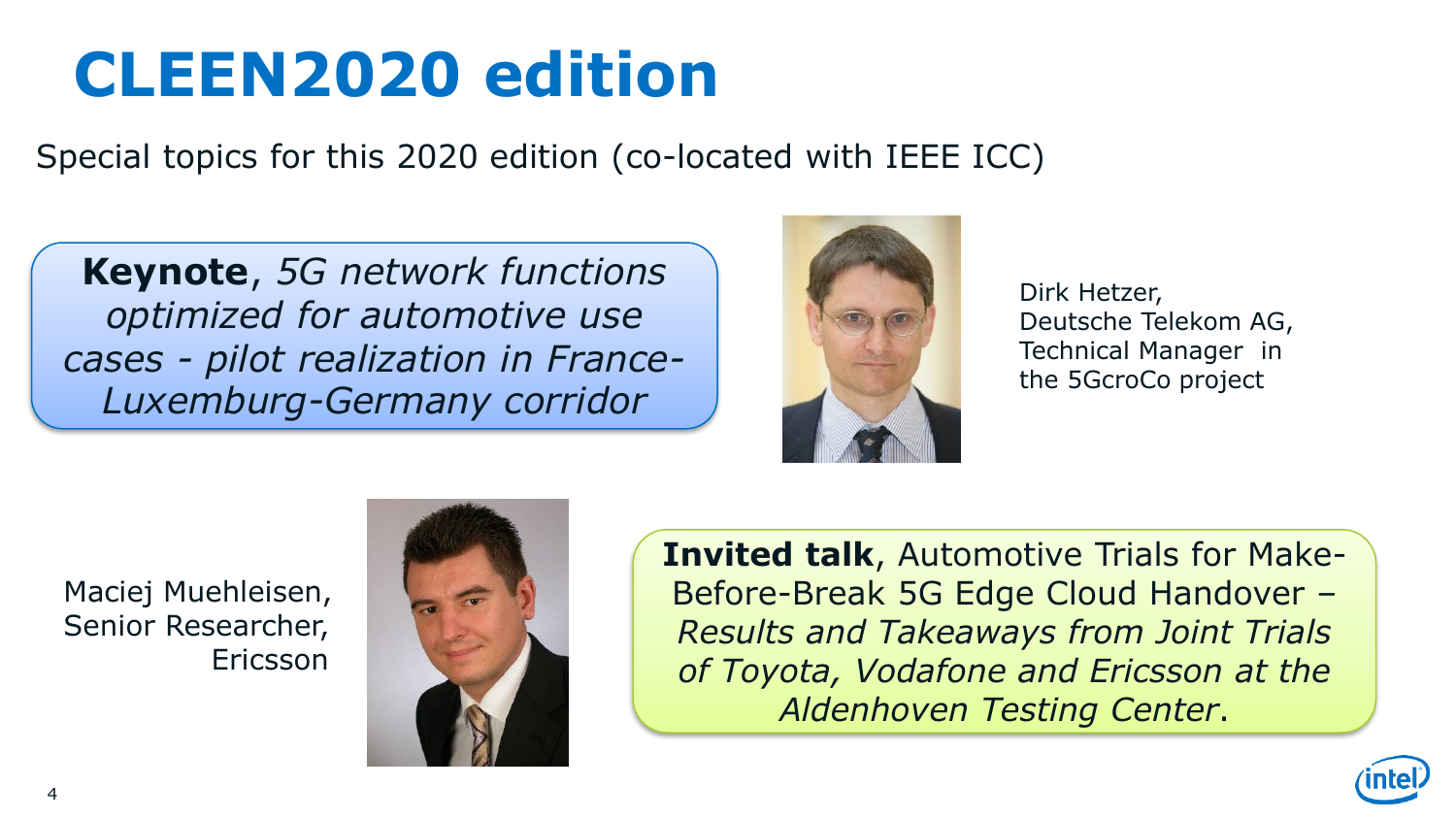# CLEEN2020 edition

Special topics for this 2020 edition (co-located with IEEE ICC)

**Keynote**, *5G network functions optimized for automotive use cases - pilot realization in France-Luxemburg-Germany corridor*

Dirk Hetzer,
Deutsche Telekom AG,
Technical Manager in the 5GcroCo project

Maciej Muehleisen,
Senior Researcher,
Ericsson

**Invited talk**, Automotive Trials for Make-Before-Break 5G Edge Cloud Handover – *Results and Takeaways from Joint Trials of Toyota, Vodafone and Ericsson at the Aldenhoven Testing Center*.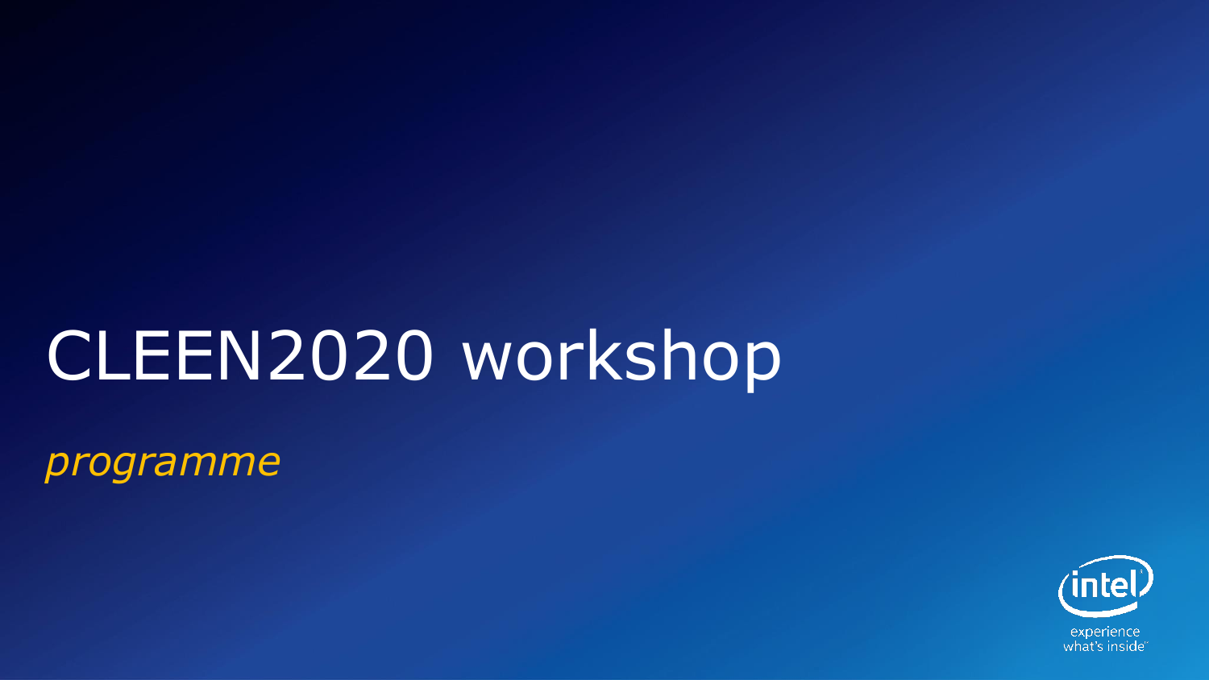# CLEEN2020 workshop

*programme*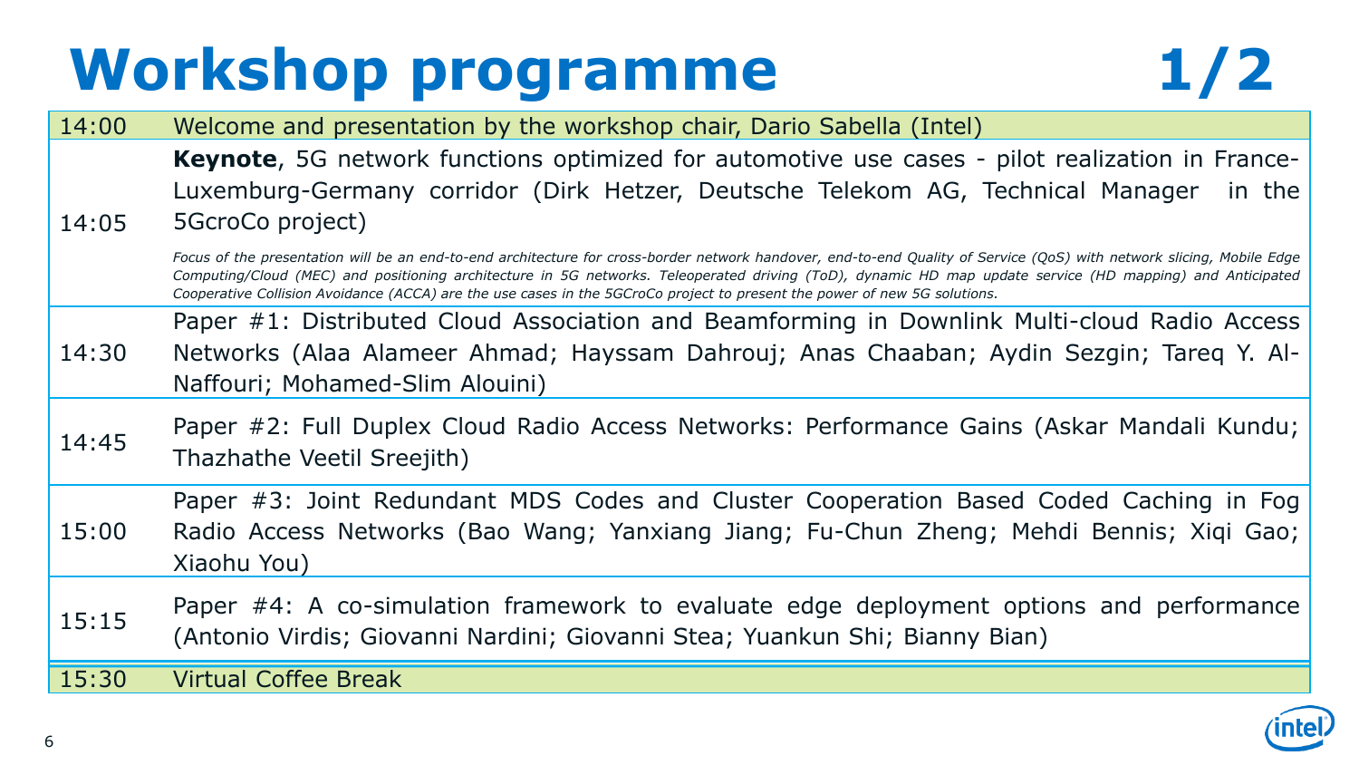# Workshop programme 1/2

| Time | Session |
|---|---|
| 14:00 | Welcome and presentation by the workshop chair, Dario Sabella (Intel) |
| 14:05 | **Keynote**, 5G network functions optimized for automotive use cases - pilot realization in France-Luxemburg-Germany corridor (Dirk Hetzer, Deutsche Telekom AG, Technical Manager in the 5GcroCo project)<br><br>*Focus of the presentation will be an end-to-end architecture for cross-border network handover, end-to-end Quality of Service (QoS) with network slicing, Mobile Edge Computing/Cloud (MEC) and positioning architecture in 5G networks. Teleoperated driving (ToD), dynamic HD map update service (HD mapping) and Anticipated Cooperative Collision Avoidance (ACCA) are the use cases in the 5GCroCo project to present the power of new 5G solutions.* |
| 14:30 | Paper #1: Distributed Cloud Association and Beamforming in Downlink Multi-cloud Radio Access Networks (Alaa Alameer Ahmad; Hayssam Dahrouj; Anas Chaaban; Aydin Sezgin; Tareq Y. Al-Naffouri; Mohamed-Slim Alouini) |
| 14:45 | Paper #2: Full Duplex Cloud Radio Access Networks: Performance Gains (Askar Mandali Kundu; Thazhathe Veetil Sreejith) |
| 15:00 | Paper #3: Joint Redundant MDS Codes and Cluster Cooperation Based Coded Caching in Fog Radio Access Networks (Bao Wang; Yanxiang Jiang; Fu-Chun Zheng; Mehdi Bennis; Xiqi Gao; Xiaohu You) |
| 15:15 | Paper #4: A co-simulation framework to evaluate edge deployment options and performance (Antonio Virdis; Giovanni Nardini; Giovanni Stea; Yuankun Shi; Bianny Bian) |
| 15:30 | Virtual Coffee Break |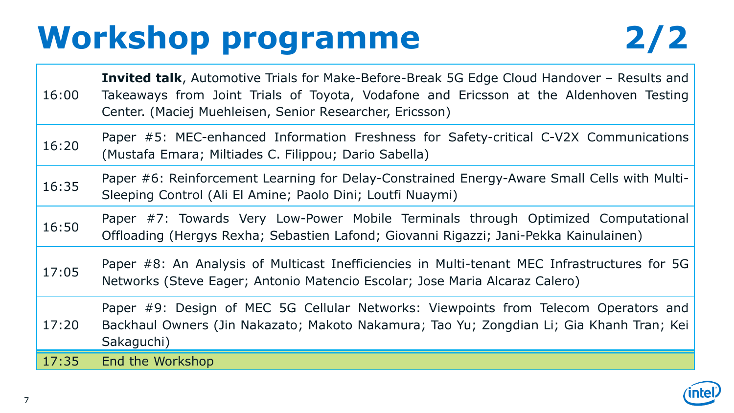# Workshop programme 2/2

| | |
|---|---|
| 16:00 | **Invited talk**, Automotive Trials for Make-Before-Break 5G Edge Cloud Handover – Results and Takeaways from Joint Trials of Toyota, Vodafone and Ericsson at the Aldenhoven Testing Center. (Maciej Muehleisen, Senior Researcher, Ericsson) |
| 16:20 | Paper #5: MEC-enhanced Information Freshness for Safety-critical C-V2X Communications (Mustafa Emara; Miltiades C. Filippou; Dario Sabella) |
| 16:35 | Paper #6: Reinforcement Learning for Delay-Constrained Energy-Aware Small Cells with Multi-Sleeping Control (Ali El Amine; Paolo Dini; Loutfi Nuaymi) |
| 16:50 | Paper #7: Towards Very Low-Power Mobile Terminals through Optimized Computational Offloading (Hergys Rexha; Sebastien Lafond; Giovanni Rigazzi; Jani-Pekka Kainulainen) |
| 17:05 | Paper #8: An Analysis of Multicast Inefficiencies in Multi-tenant MEC Infrastructures for 5G Networks (Steve Eager; Antonio Matencio Escolar; Jose Maria Alcaraz Calero) |
| 17:20 | Paper #9: Design of MEC 5G Cellular Networks: Viewpoints from Telecom Operators and Backhaul Owners (Jin Nakazato; Makoto Nakamura; Tao Yu; Zongdian Li; Gia Khanh Tran; Kei Sakaguchi) |
| 17:35 | End the Workshop |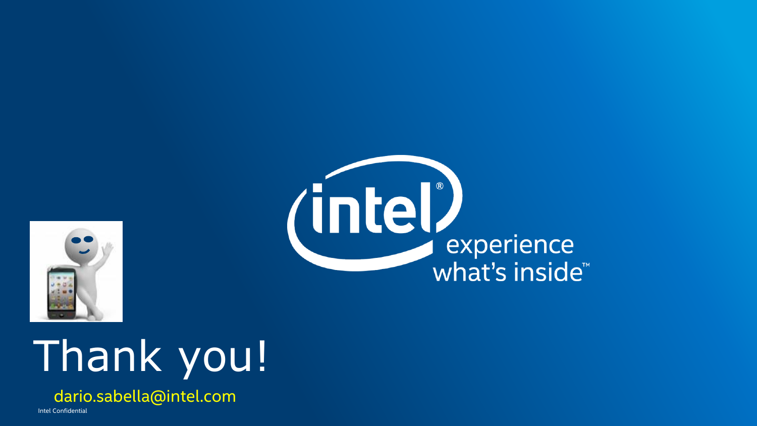# Thank you!

dario.sabella@intel.com

Intel Confidential